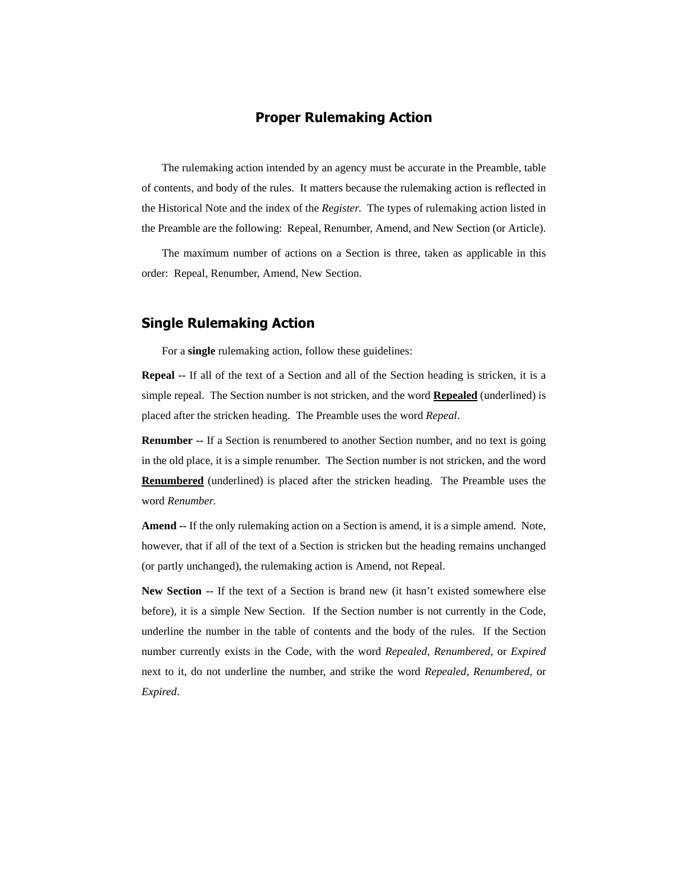# Proper Rulemaking Action

The rulemaking action intended by an agency must be accurate in the Preamble, table of contents, and body of the rules. It matters because the rulemaking action is reflected in the Historical Note and the index of the *Register.* The types of rulemaking action listed in the Preamble are the following: Repeal, Renumber, Amend, and New Section (or Article).

The maximum number of actions on a Section is three, taken as applicable in this order: Repeal, Renumber, Amend, New Section.

## Single Rulemaking Action

For a **single** rulemaking action, follow these guidelines:

**Repeal --** If all of the text of a Section and all of the Section heading is stricken, it is a simple repeal. The Section number is not stricken, and the word <u>**Repealed**</u> (underlined) is placed after the stricken heading. The Preamble uses the word *Repeal*.

**Renumber --** If a Section is renumbered to another Section number, and no text is going in the old place, it is a simple renumber. The Section number is not stricken, and the word <u>**Renumbered**</u> (underlined) is placed after the stricken heading. The Preamble uses the word *Renumber.*

**Amend --** If the only rulemaking action on a Section is amend, it is a simple amend. Note, however, that if all of the text of a Section is stricken but the heading remains unchanged (or partly unchanged), the rulemaking action is Amend, not Repeal.

**New Section --** If the text of a Section is brand new (it hasn't existed somewhere else before), it is a simple New Section. If the Section number is not currently in the Code, underline the number in the table of contents and the body of the rules. If the Section number currently exists in the Code, with the word *Repealed*, *Renumbered*, or *Expired* next to it, do not underline the number, and strike the word *Repealed*, *Renumbered,* or *Expired*.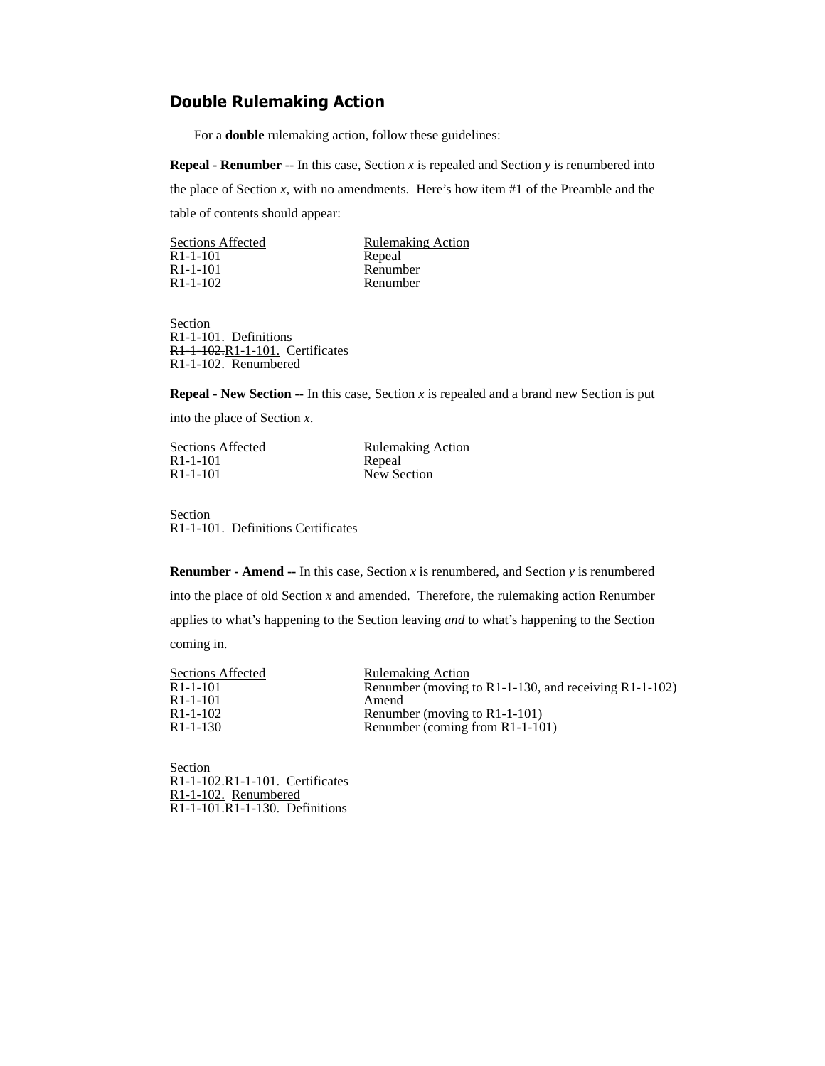## Double Rulemaking Action

For a **double** rulemaking action, follow these guidelines:

**Repeal - Renumber** -- In this case, Section *x* is repealed and Section *y* is renumbered into the place of Section *x*, with no amendments. Here's how item #1 of the Preamble and the table of contents should appear:

| Sections Affected | Rulemaking Action |
|---|---|
| R1-1-101 | Repeal |
| R1-1-101 | Renumber |
| R1-1-102 | Renumber |

Section
~~R1-1-101. Definitions~~
~~R1-1-102.~~<u>R1-1-101.</u> Certificates
<u>R1-1-102. Renumbered</u>

**Repeal - New Section --** In this case, Section *x* is repealed and a brand new Section is put into the place of Section *x*.

| Sections Affected | Rulemaking Action |
|---|---|
| R1-1-101 | Repeal |
| R1-1-101 | New Section |

Section
R1-1-101. ~~Definitions~~ <u>Certificates</u>

**Renumber - Amend --** In this case, Section *x* is renumbered, and Section *y* is renumbered into the place of old Section *x* and amended. Therefore, the rulemaking action Renumber applies to what's happening to the Section leaving *and* to what's happening to the Section coming in.

| Sections Affected | Rulemaking Action |
|---|---|
| R1-1-101 | Renumber (moving to R1-1-130, and receiving R1-1-102) |
| R1-1-101 | Amend |
| R1-1-102 | Renumber (moving to R1-1-101) |
| R1-1-130 | Renumber (coming from R1-1-101) |

Section
~~R1-1-102.~~<u>R1-1-101.</u> Certificates
<u>R1-1-102. Renumbered</u>
~~R1-1-101.~~<u>R1-1-130.</u> Definitions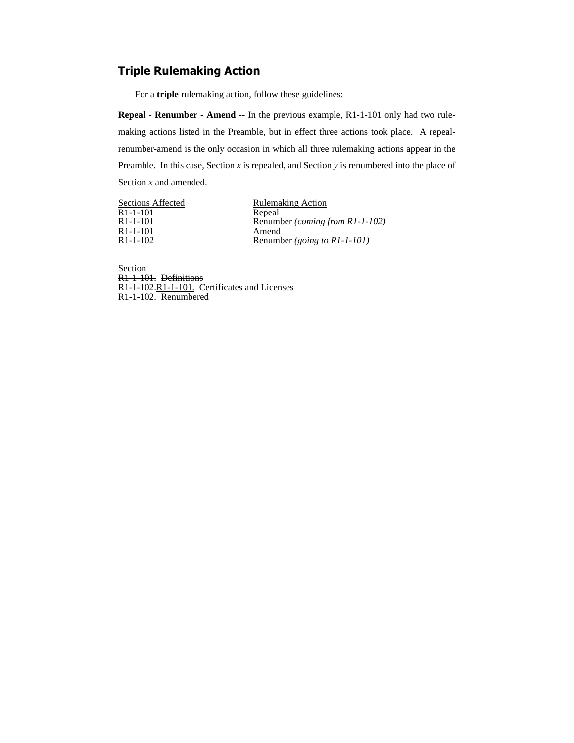## Triple Rulemaking Action

For a **triple** rulemaking action, follow these guidelines:

**Repeal - Renumber - Amend --** In the previous example, R1-1-101 only had two rule-making actions listed in the Preamble, but in effect three actions took place. A repeal-renumber-amend is the only occasion in which all three rulemaking actions appear in the Preamble. In this case, Section *x* is repealed, and Section *y* is renumbered into the place of Section *x* and amended.

| Sections Affected | Rulemaking Action |
| --- | --- |
| R1-1-101 | Repeal |
| R1-1-101 | Renumber *(coming from R1-1-102)* |
| R1-1-101 | Amend |
| R1-1-102 | Renumber *(going to R1-1-101)* |

Section
~~R1-1-101.~~ ~~Definitions~~
~~R1-1-102.~~<u>R1-1-101.</u> Certificates ~~and Licenses~~
<u>R1-1-102.</u> <u>Renumbered</u>